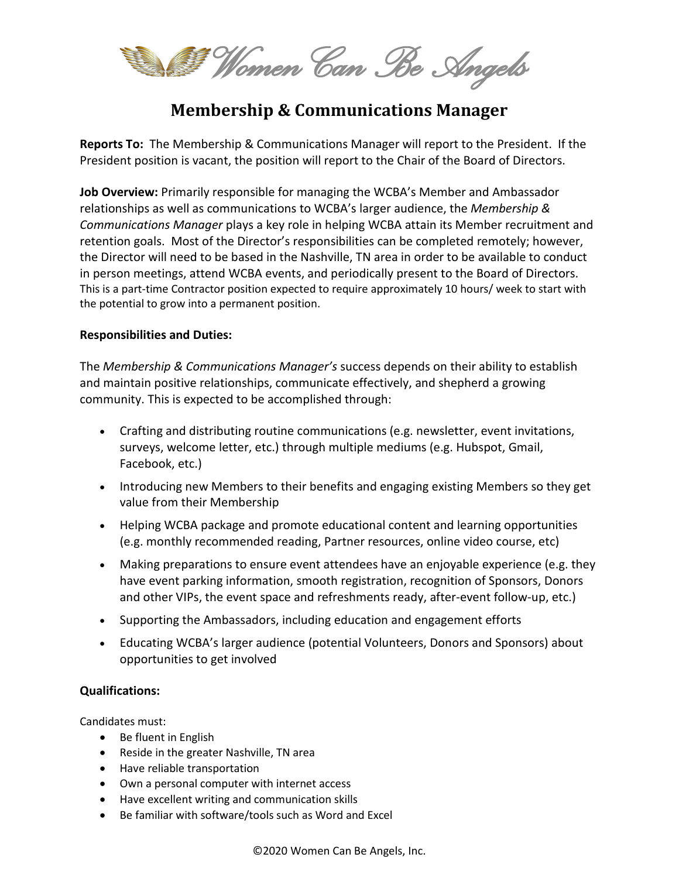Women Can Be Angels

# Membership & Communications Manager

**Reports To:** The Membership & Communications Manager will report to the President. If the President position is vacant, the position will report to the Chair of the Board of Directors.

**Job Overview:** Primarily responsible for managing the WCBA's Member and Ambassador relationships as well as communications to WCBA's larger audience, the *Membership & Communications Manager* plays a key role in helping WCBA attain its Member recruitment and retention goals. Most of the Director's responsibilities can be completed remotely; however, the Director will need to be based in the Nashville, TN area in order to be available to conduct in person meetings, attend WCBA events, and periodically present to the Board of Directors. This is a part-time Contractor position expected to require approximately 10 hours/ week to start with the potential to grow into a permanent position.

**Responsibilities and Duties:**

The *Membership & Communications Manager's* success depends on their ability to establish and maintain positive relationships, communicate effectively, and shepherd a growing community. This is expected to be accomplished through:

- Crafting and distributing routine communications (e.g. newsletter, event invitations, surveys, welcome letter, etc.) through multiple mediums (e.g. Hubspot, Gmail, Facebook, etc.)
- Introducing new Members to their benefits and engaging existing Members so they get value from their Membership
- Helping WCBA package and promote educational content and learning opportunities (e.g. monthly recommended reading, Partner resources, online video course, etc)
- Making preparations to ensure event attendees have an enjoyable experience (e.g. they have event parking information, smooth registration, recognition of Sponsors, Donors and other VIPs, the event space and refreshments ready, after-event follow-up, etc.)
- Supporting the Ambassadors, including education and engagement efforts
- Educating WCBA's larger audience (potential Volunteers, Donors and Sponsors) about opportunities to get involved

**Qualifications:**

Candidates must:

- Be fluent in English
- Reside in the greater Nashville, TN area
- Have reliable transportation
- Own a personal computer with internet access
- Have excellent writing and communication skills
- Be familiar with software/tools such as Word and Excel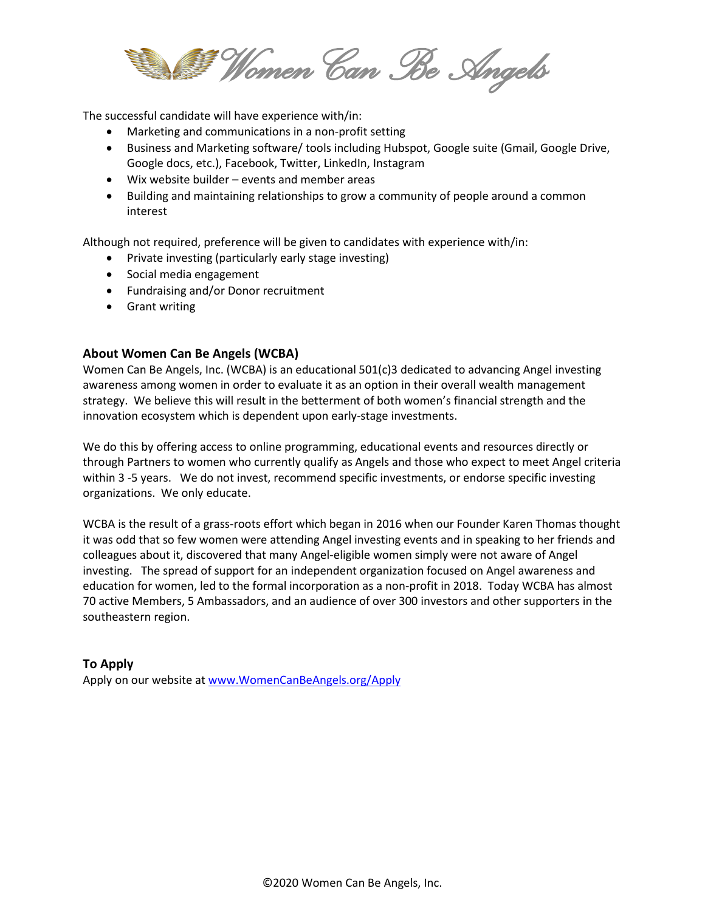The successful candidate will have experience with/in:

- Marketing and communications in a non-profit setting
- Business and Marketing software/ tools including Hubspot, Google suite (Gmail, Google Drive, Google docs, etc.), Facebook, Twitter, LinkedIn, Instagram
- Wix website builder – events and member areas
- Building and maintaining relationships to grow a community of people around a common interest

Although not required, preference will be given to candidates with experience with/in:

- Private investing (particularly early stage investing)
- Social media engagement
- Fundraising and/or Donor recruitment
- Grant writing

### About Women Can Be Angels (WCBA)

Women Can Be Angels, Inc. (WCBA) is an educational 501(c)3 dedicated to advancing Angel investing awareness among women in order to evaluate it as an option in their overall wealth management strategy. We believe this will result in the betterment of both women's financial strength and the innovation ecosystem which is dependent upon early-stage investments.

We do this by offering access to online programming, educational events and resources directly or through Partners to women who currently qualify as Angels and those who expect to meet Angel criteria within 3 -5 years. We do not invest, recommend specific investments, or endorse specific investing organizations. We only educate.

WCBA is the result of a grass-roots effort which began in 2016 when our Founder Karen Thomas thought it was odd that so few women were attending Angel investing events and in speaking to her friends and colleagues about it, discovered that many Angel-eligible women simply were not aware of Angel investing. The spread of support for an independent organization focused on Angel awareness and education for women, led to the formal incorporation as a non-profit in 2018. Today WCBA has almost 70 active Members, 5 Ambassadors, and an audience of over 300 investors and other supporters in the southeastern region.

### To Apply

Apply on our website at [www.WomenCanBeAngels.org/Apply](www.WomenCanBeAngels.org/Apply)